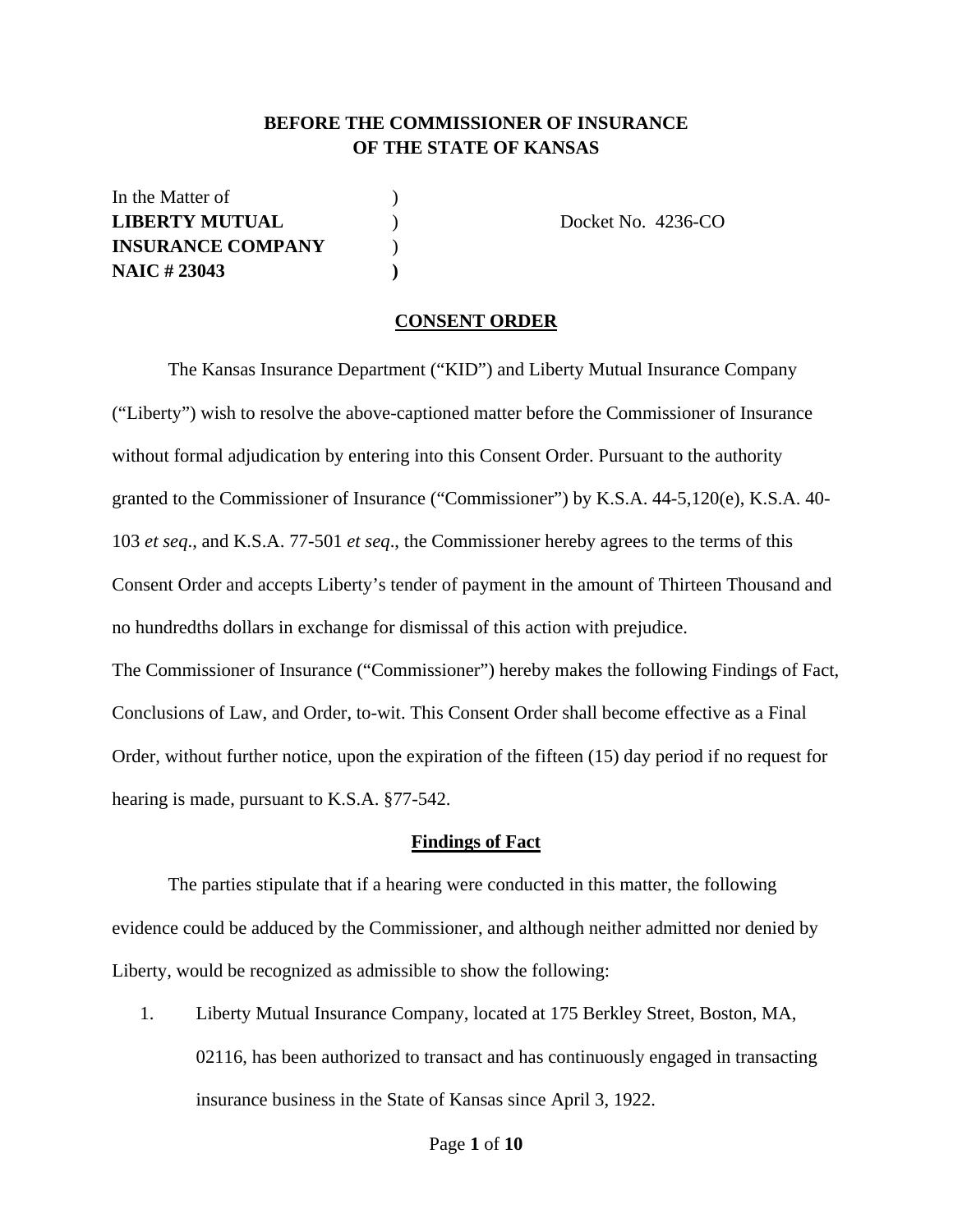**BEFORE THE COMMISSIONER OF INSURANCE**
**OF THE STATE OF KANSAS**

| | | |
|---|---|---|
| In the Matter of | ) | |
| **LIBERTY MUTUAL** | ) | Docket No. 4236-CO |
| **INSURANCE COMPANY** | ) | |
| **NAIC # 23043** | **)** | |

## CONSENT ORDER

The Kansas Insurance Department ("KID") and Liberty Mutual Insurance Company ("Liberty") wish to resolve the above-captioned matter before the Commissioner of Insurance without formal adjudication by entering into this Consent Order. Pursuant to the authority granted to the Commissioner of Insurance ("Commissioner") by K.S.A. 44-5,120(e), K.S.A. 40-103 *et seq*., and K.S.A. 77-501 *et seq*., the Commissioner hereby agrees to the terms of this Consent Order and accepts Liberty's tender of payment in the amount of Thirteen Thousand and no hundredths dollars in exchange for dismissal of this action with prejudice.

The Commissioner of Insurance ("Commissioner") hereby makes the following Findings of Fact, Conclusions of Law, and Order, to-wit. This Consent Order shall become effective as a Final Order, without further notice, upon the expiration of the fifteen (15) day period if no request for hearing is made, pursuant to K.S.A. §77-542.

### Findings of Fact

The parties stipulate that if a hearing were conducted in this matter, the following evidence could be adduced by the Commissioner, and although neither admitted nor denied by Liberty, would be recognized as admissible to show the following:

1. Liberty Mutual Insurance Company, located at 175 Berkley Street, Boston, MA, 02116, has been authorized to transact and has continuously engaged in transacting insurance business in the State of Kansas since April 3, 1922.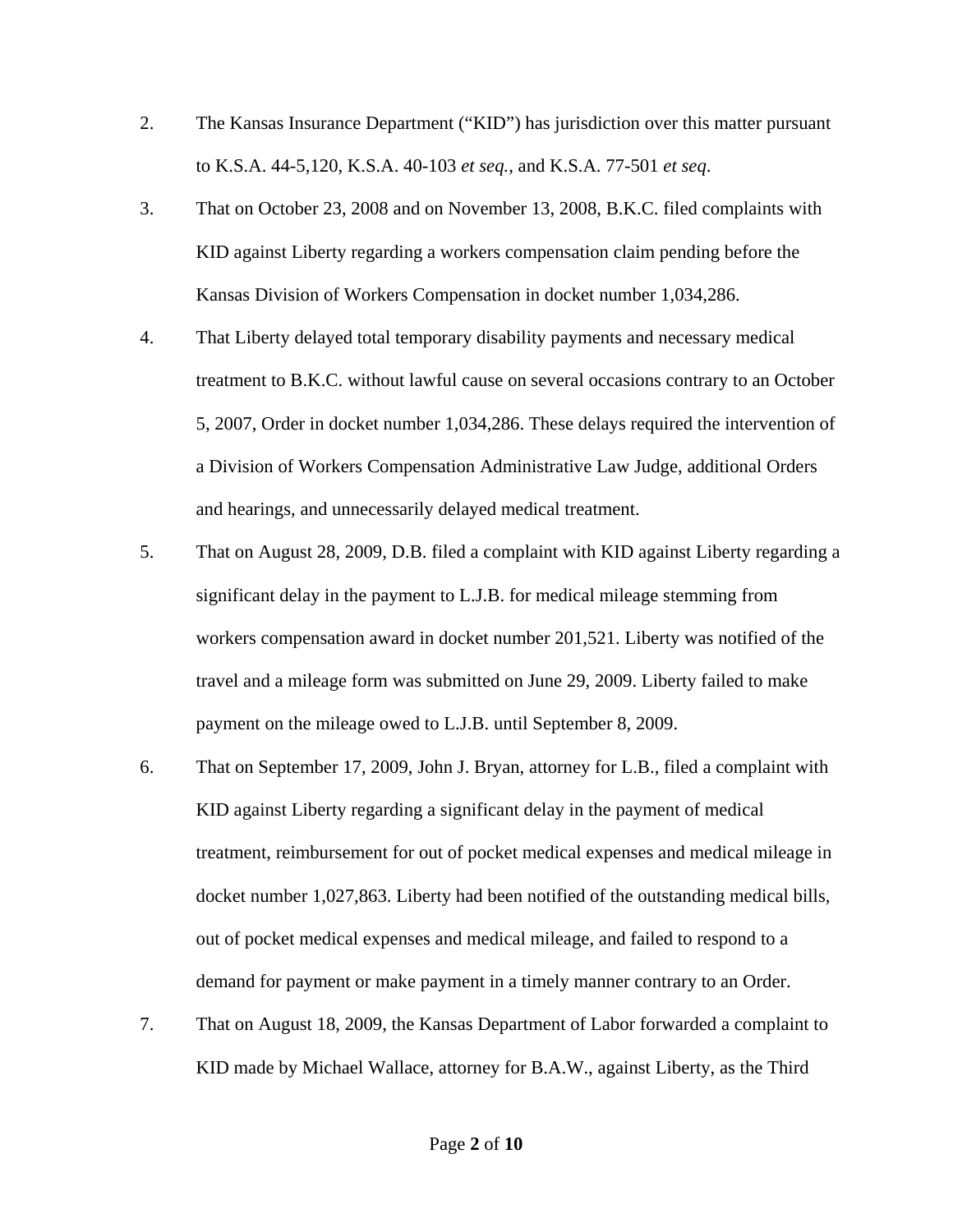2. The Kansas Insurance Department ("KID") has jurisdiction over this matter pursuant to K.S.A. 44-5,120, K.S.A. 40-103 *et seq.*, and K.S.A. 77-501 *et seq*.

3. That on October 23, 2008 and on November 13, 2008, B.K.C. filed complaints with KID against Liberty regarding a workers compensation claim pending before the Kansas Division of Workers Compensation in docket number 1,034,286.

4. That Liberty delayed total temporary disability payments and necessary medical treatment to B.K.C. without lawful cause on several occasions contrary to an October 5, 2007, Order in docket number 1,034,286. These delays required the intervention of a Division of Workers Compensation Administrative Law Judge, additional Orders and hearings, and unnecessarily delayed medical treatment.

5. That on August 28, 2009, D.B. filed a complaint with KID against Liberty regarding a significant delay in the payment to L.J.B. for medical mileage stemming from workers compensation award in docket number 201,521. Liberty was notified of the travel and a mileage form was submitted on June 29, 2009. Liberty failed to make payment on the mileage owed to L.J.B. until September 8, 2009.

6. That on September 17, 2009, John J. Bryan, attorney for L.B., filed a complaint with KID against Liberty regarding a significant delay in the payment of medical treatment, reimbursement for out of pocket medical expenses and medical mileage in docket number 1,027,863. Liberty had been notified of the outstanding medical bills, out of pocket medical expenses and medical mileage, and failed to respond to a demand for payment or make payment in a timely manner contrary to an Order.

7. That on August 18, 2009, the Kansas Department of Labor forwarded a complaint to KID made by Michael Wallace, attorney for B.A.W., against Liberty, as the Third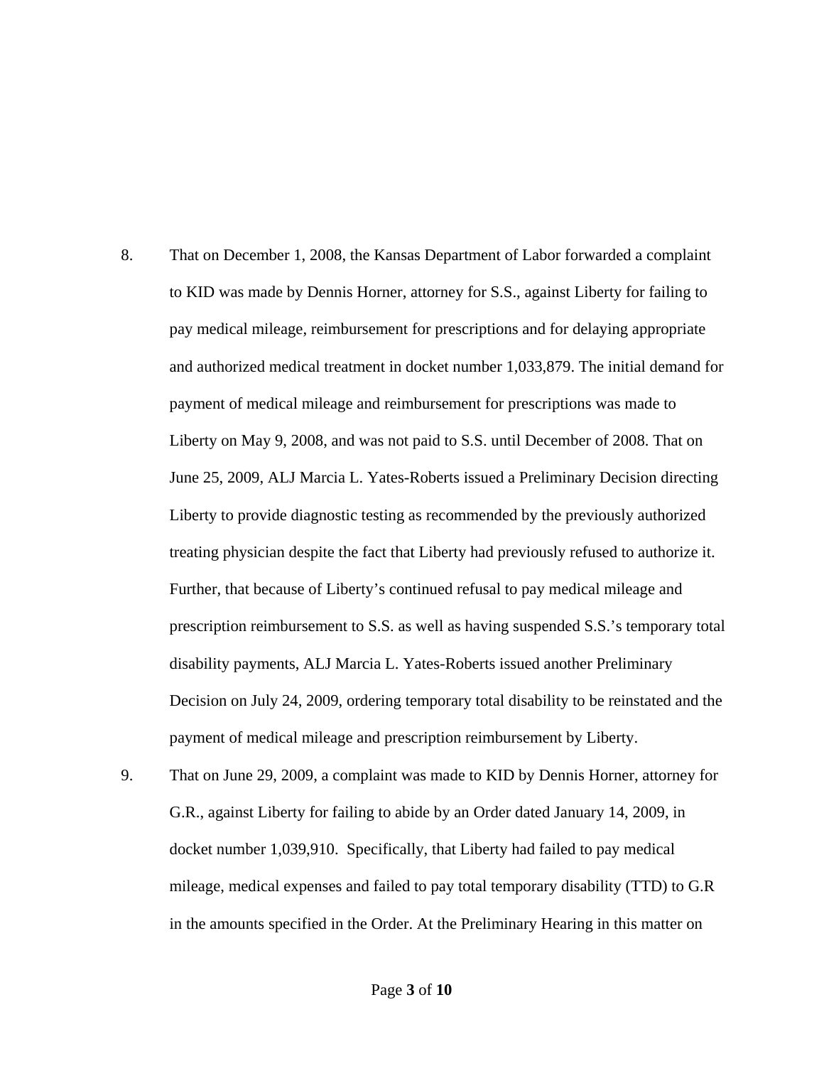8. That on December 1, 2008, the Kansas Department of Labor forwarded a complaint to KID was made by Dennis Horner, attorney for S.S., against Liberty for failing to pay medical mileage, reimbursement for prescriptions and for delaying appropriate and authorized medical treatment in docket number 1,033,879. The initial demand for payment of medical mileage and reimbursement for prescriptions was made to Liberty on May 9, 2008, and was not paid to S.S. until December of 2008. That on June 25, 2009, ALJ Marcia L. Yates-Roberts issued a Preliminary Decision directing Liberty to provide diagnostic testing as recommended by the previously authorized treating physician despite the fact that Liberty had previously refused to authorize it. Further, that because of Liberty's continued refusal to pay medical mileage and prescription reimbursement to S.S. as well as having suspended S.S.'s temporary total disability payments, ALJ Marcia L. Yates-Roberts issued another Preliminary Decision on July 24, 2009, ordering temporary total disability to be reinstated and the payment of medical mileage and prescription reimbursement by Liberty.

9. That on June 29, 2009, a complaint was made to KID by Dennis Horner, attorney for G.R., against Liberty for failing to abide by an Order dated January 14, 2009, in docket number 1,039,910. Specifically, that Liberty had failed to pay medical mileage, medical expenses and failed to pay total temporary disability (TTD) to G.R in the amounts specified in the Order. At the Preliminary Hearing in this matter on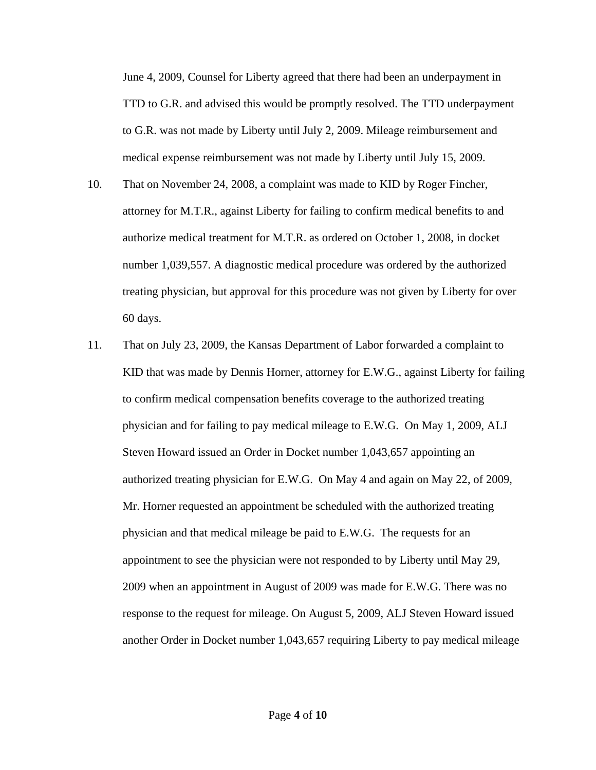June 4, 2009, Counsel for Liberty agreed that there had been an underpayment in TTD to G.R. and advised this would be promptly resolved. The TTD underpayment to G.R. was not made by Liberty until July 2, 2009. Mileage reimbursement and medical expense reimbursement was not made by Liberty until July 15, 2009.

10. That on November 24, 2008, a complaint was made to KID by Roger Fincher, attorney for M.T.R., against Liberty for failing to confirm medical benefits to and authorize medical treatment for M.T.R. as ordered on October 1, 2008, in docket number 1,039,557. A diagnostic medical procedure was ordered by the authorized treating physician, but approval for this procedure was not given by Liberty for over 60 days.

11. That on July 23, 2009, the Kansas Department of Labor forwarded a complaint to KID that was made by Dennis Horner, attorney for E.W.G., against Liberty for failing to confirm medical compensation benefits coverage to the authorized treating physician and for failing to pay medical mileage to E.W.G. On May 1, 2009, ALJ Steven Howard issued an Order in Docket number 1,043,657 appointing an authorized treating physician for E.W.G. On May 4 and again on May 22, of 2009, Mr. Horner requested an appointment be scheduled with the authorized treating physician and that medical mileage be paid to E.W.G. The requests for an appointment to see the physician were not responded to by Liberty until May 29, 2009 when an appointment in August of 2009 was made for E.W.G. There was no response to the request for mileage. On August 5, 2009, ALJ Steven Howard issued another Order in Docket number 1,043,657 requiring Liberty to pay medical mileage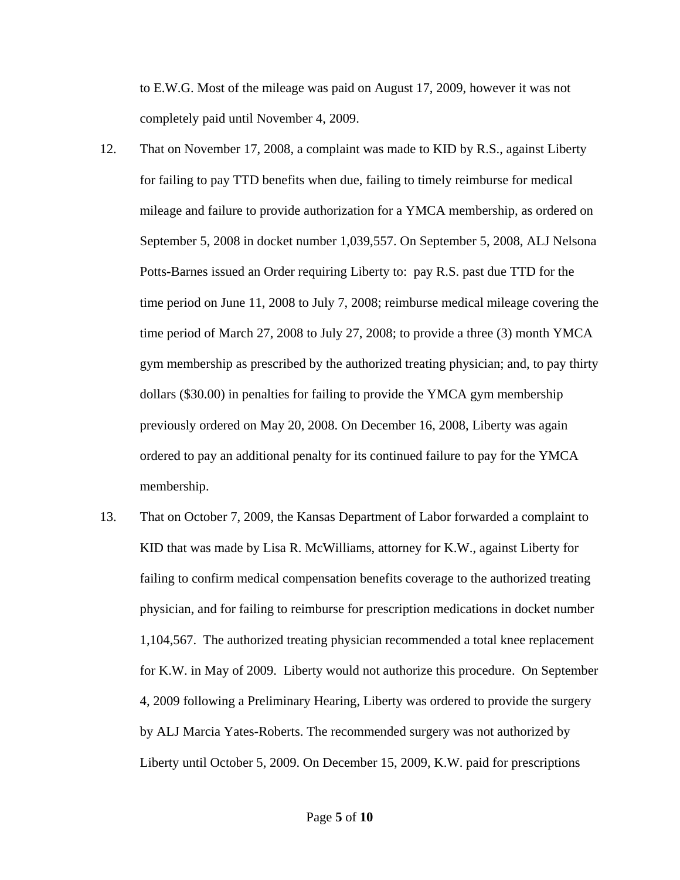to E.W.G. Most of the mileage was paid on August 17, 2009, however it was not completely paid until November 4, 2009.

12. That on November 17, 2008, a complaint was made to KID by R.S., against Liberty for failing to pay TTD benefits when due, failing to timely reimburse for medical mileage and failure to provide authorization for a YMCA membership, as ordered on September 5, 2008 in docket number 1,039,557. On September 5, 2008, ALJ Nelsona Potts-Barnes issued an Order requiring Liberty to: pay R.S. past due TTD for the time period on June 11, 2008 to July 7, 2008; reimburse medical mileage covering the time period of March 27, 2008 to July 27, 2008; to provide a three (3) month YMCA gym membership as prescribed by the authorized treating physician; and, to pay thirty dollars ($30.00) in penalties for failing to provide the YMCA gym membership previously ordered on May 20, 2008. On December 16, 2008, Liberty was again ordered to pay an additional penalty for its continued failure to pay for the YMCA membership.

13. That on October 7, 2009, the Kansas Department of Labor forwarded a complaint to KID that was made by Lisa R. McWilliams, attorney for K.W., against Liberty for failing to confirm medical compensation benefits coverage to the authorized treating physician, and for failing to reimburse for prescription medications in docket number 1,104,567. The authorized treating physician recommended a total knee replacement for K.W. in May of 2009. Liberty would not authorize this procedure. On September 4, 2009 following a Preliminary Hearing, Liberty was ordered to provide the surgery by ALJ Marcia Yates-Roberts. The recommended surgery was not authorized by Liberty until October 5, 2009. On December 15, 2009, K.W. paid for prescriptions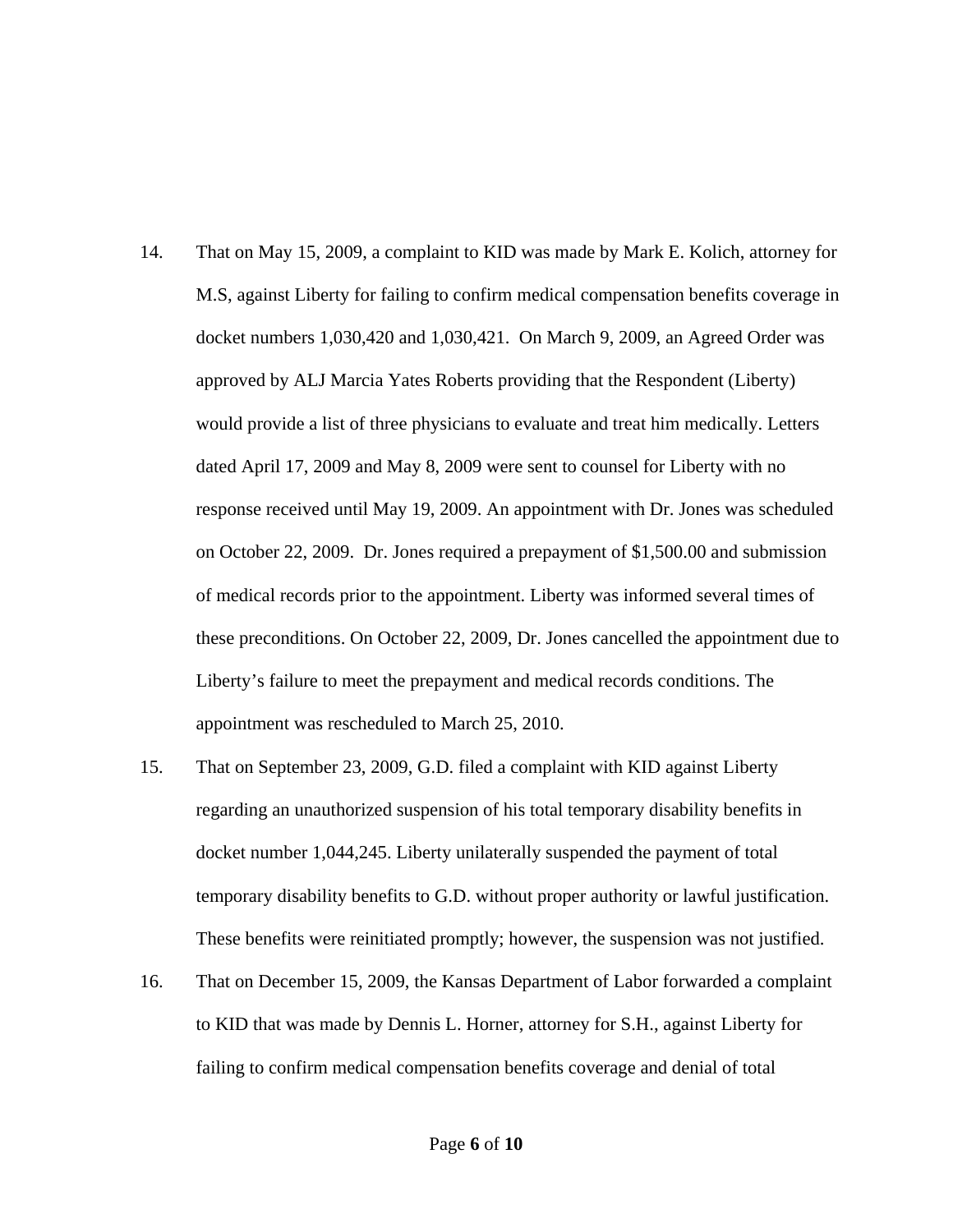14. That on May 15, 2009, a complaint to KID was made by Mark E. Kolich, attorney for M.S, against Liberty for failing to confirm medical compensation benefits coverage in docket numbers 1,030,420 and 1,030,421. On March 9, 2009, an Agreed Order was approved by ALJ Marcia Yates Roberts providing that the Respondent (Liberty) would provide a list of three physicians to evaluate and treat him medically. Letters dated April 17, 2009 and May 8, 2009 were sent to counsel for Liberty with no response received until May 19, 2009. An appointment with Dr. Jones was scheduled on October 22, 2009. Dr. Jones required a prepayment of $1,500.00 and submission of medical records prior to the appointment. Liberty was informed several times of these preconditions. On October 22, 2009, Dr. Jones cancelled the appointment due to Liberty's failure to meet the prepayment and medical records conditions. The appointment was rescheduled to March 25, 2010.

15. That on September 23, 2009, G.D. filed a complaint with KID against Liberty regarding an unauthorized suspension of his total temporary disability benefits in docket number 1,044,245. Liberty unilaterally suspended the payment of total temporary disability benefits to G.D. without proper authority or lawful justification. These benefits were reinitiated promptly; however, the suspension was not justified.

16. That on December 15, 2009, the Kansas Department of Labor forwarded a complaint to KID that was made by Dennis L. Horner, attorney for S.H., against Liberty for failing to confirm medical compensation benefits coverage and denial of total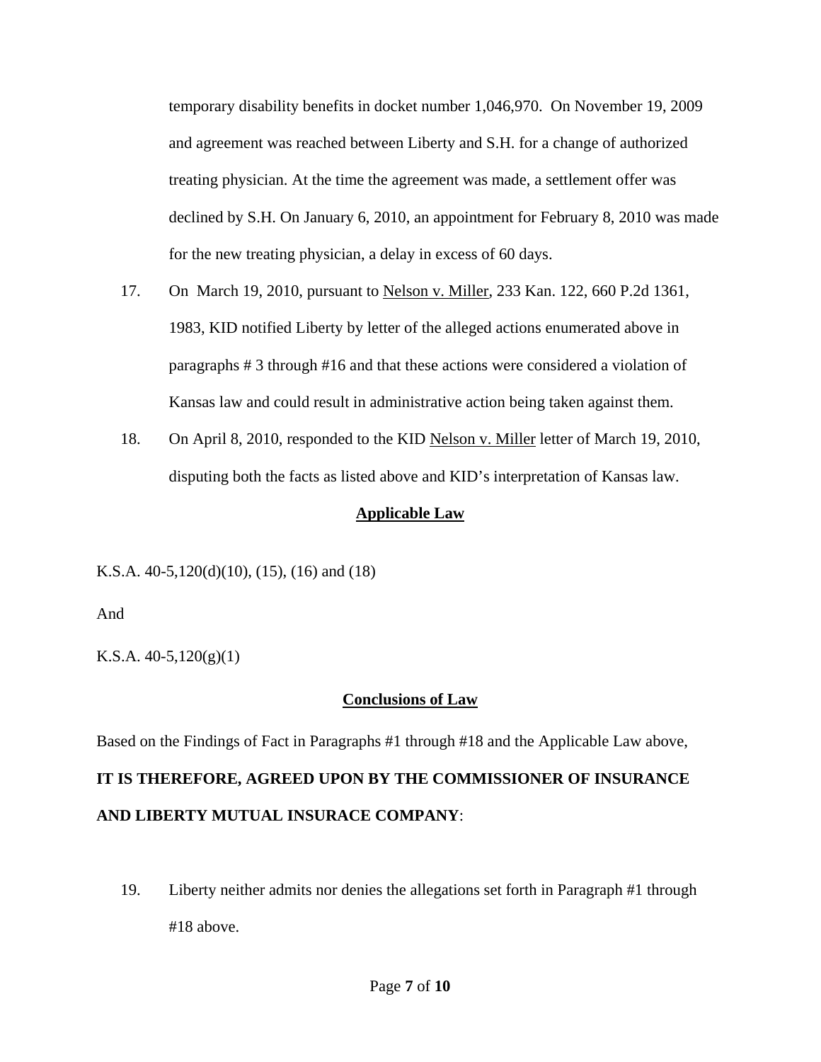temporary disability benefits in docket number 1,046,970. On November 19, 2009 and agreement was reached between Liberty and S.H. for a change of authorized treating physician. At the time the agreement was made, a settlement offer was declined by S.H. On January 6, 2010, an appointment for February 8, 2010 was made for the new treating physician, a delay in excess of 60 days.

17. On March 19, 2010, pursuant to Nelson v. Miller, 233 Kan. 122, 660 P.2d 1361, 1983, KID notified Liberty by letter of the alleged actions enumerated above in paragraphs # 3 through #16 and that these actions were considered a violation of Kansas law and could result in administrative action being taken against them.

18. On April 8, 2010, responded to the KID Nelson v. Miller letter of March 19, 2010, disputing both the facts as listed above and KID's interpretation of Kansas law.

## Applicable Law

K.S.A. 40-5,120(d)(10), (15), (16) and (18)

And

K.S.A. 40-5,120(g)(1)

## Conclusions of Law

Based on the Findings of Fact in Paragraphs #1 through #18 and the Applicable Law above,

**IT IS THEREFORE, AGREED UPON BY THE COMMISSIONER OF INSURANCE AND LIBERTY MUTUAL INSURACE COMPANY**:

19. Liberty neither admits nor denies the allegations set forth in Paragraph #1 through #18 above.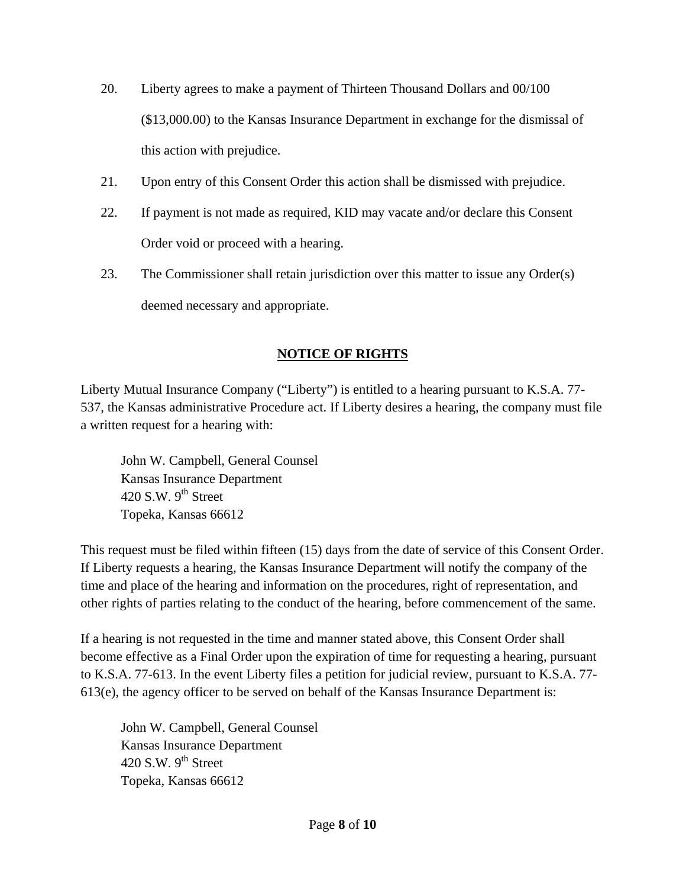20. Liberty agrees to make a payment of Thirteen Thousand Dollars and 00/100 ($13,000.00) to the Kansas Insurance Department in exchange for the dismissal of this action with prejudice.

21. Upon entry of this Consent Order this action shall be dismissed with prejudice.

22. If payment is not made as required, KID may vacate and/or declare this Consent Order void or proceed with a hearing.

23. The Commissioner shall retain jurisdiction over this matter to issue any Order(s) deemed necessary and appropriate.

## NOTICE OF RIGHTS

Liberty Mutual Insurance Company ("Liberty") is entitled to a hearing pursuant to K.S.A. 77-537, the Kansas administrative Procedure act. If Liberty desires a hearing, the company must file a written request for a hearing with:

> John W. Campbell, General Counsel
> Kansas Insurance Department
> 420 S.W. 9th Street
> Topeka, Kansas 66612

This request must be filed within fifteen (15) days from the date of service of this Consent Order. If Liberty requests a hearing, the Kansas Insurance Department will notify the company of the time and place of the hearing and information on the procedures, right of representation, and other rights of parties relating to the conduct of the hearing, before commencement of the same.

If a hearing is not requested in the time and manner stated above, this Consent Order shall become effective as a Final Order upon the expiration of time for requesting a hearing, pursuant to K.S.A. 77-613. In the event Liberty files a petition for judicial review, pursuant to K.S.A. 77-613(e), the agency officer to be served on behalf of the Kansas Insurance Department is:

> John W. Campbell, General Counsel
> Kansas Insurance Department
> 420 S.W. 9th Street
> Topeka, Kansas 66612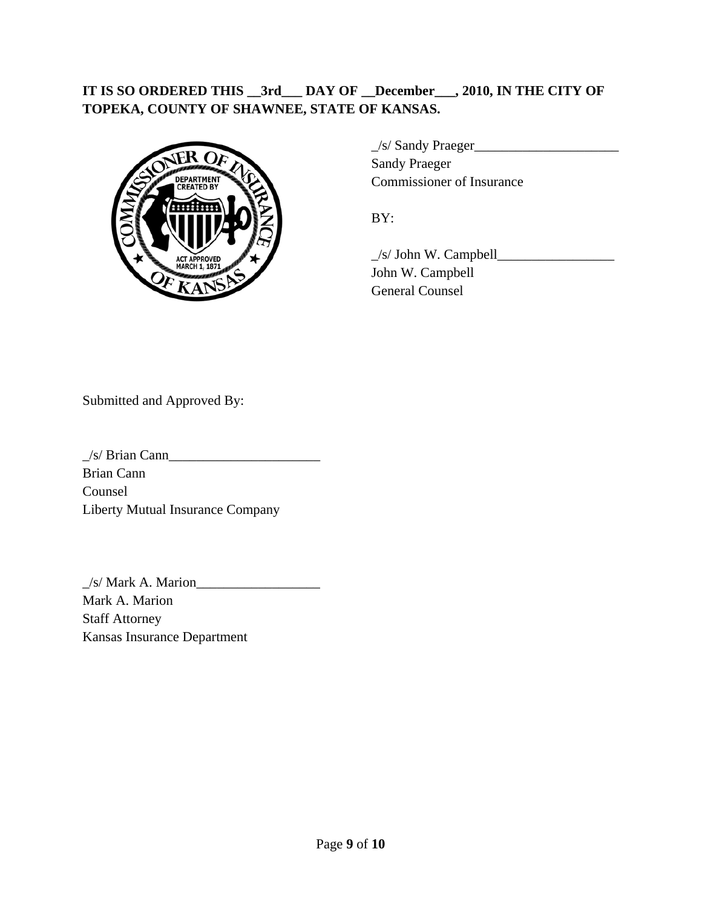**IT IS SO ORDERED THIS __3rd___ DAY OF __December___, 2010, IN THE CITY OF TOPEKA, COUNTY OF SHAWNEE, STATE OF KANSAS.**

_/s/ Sandy Praeger_____________________
Sandy Praeger
Commissioner of Insurance

BY:

_/s/ John W. Campbell_________________
John W. Campbell
General Counsel

Submitted and Approved By:

_/s/ Brian Cann______________________
Brian Cann
Counsel
Liberty Mutual Insurance Company

_/s/ Mark A. Marion__________________
Mark A. Marion
Staff Attorney
Kansas Insurance Department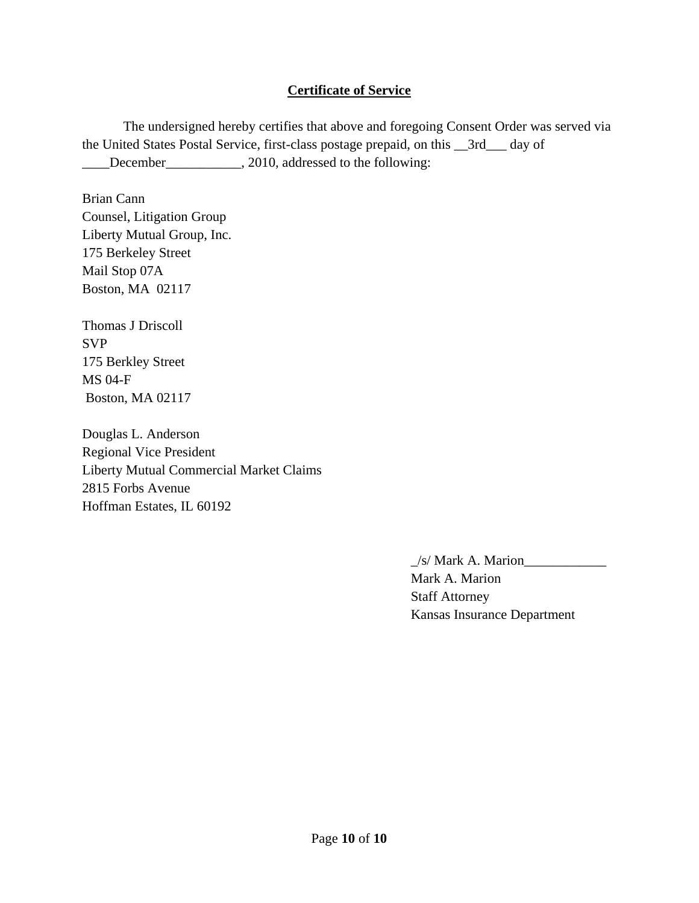**Certificate of Service**

The undersigned hereby certifies that above and foregoing Consent Order was served via the United States Postal Service, first-class postage prepaid, on this __3rd___ day of ____December___________, 2010, addressed to the following:

Brian Cann
Counsel, Litigation Group
Liberty Mutual Group, Inc.
175 Berkeley Street
Mail Stop 07A
Boston, MA 02117

Thomas J Driscoll
SVP
175 Berkley Street
MS 04-F
Boston, MA 02117

Douglas L. Anderson
Regional Vice President
Liberty Mutual Commercial Market Claims
2815 Forbs Avenue
Hoffman Estates, IL 60192

_/s/ Mark A. Marion____________
Mark A. Marion
Staff Attorney
Kansas Insurance Department